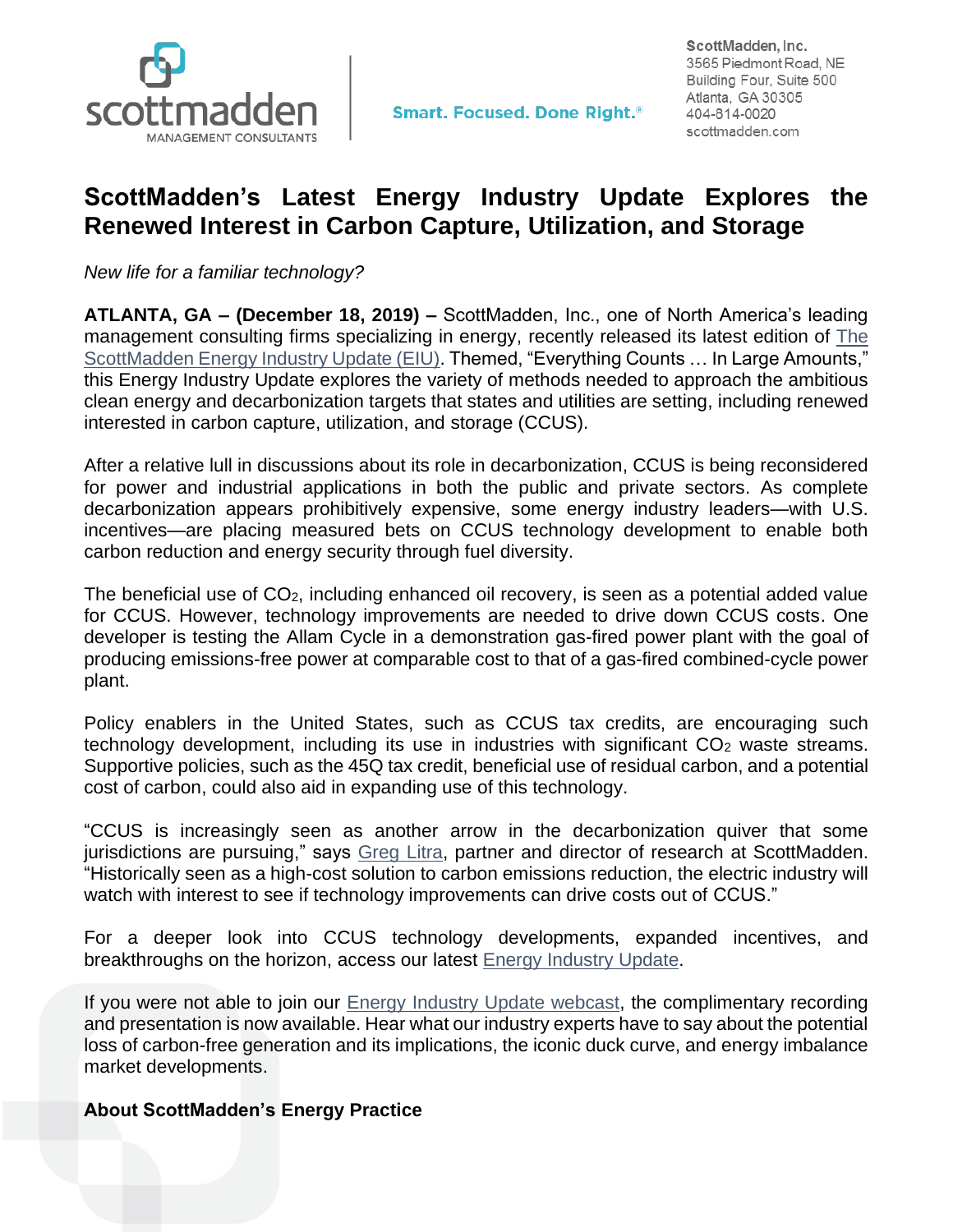scottmadden
MANAGEMENT CONSULTANTS

Smart. Focused. Done Right.®

ScottMadden, Inc.
3565 Piedmont Road, NE
Building Four, Suite 500
Atlanta, GA 30305
404-814-0020
scottmadden.com

# ScottMadden's Latest Energy Industry Update Explores the Renewed Interest in Carbon Capture, Utilization, and Storage

*New life for a familiar technology?*

**ATLANTA, GA – (December 18, 2019) –** ScottMadden, Inc., one of North America's leading management consulting firms specializing in energy, recently released its latest edition of The ScottMadden Energy Industry Update (EIU). Themed, "Everything Counts … In Large Amounts," this Energy Industry Update explores the variety of methods needed to approach the ambitious clean energy and decarbonization targets that states and utilities are setting, including renewed interested in carbon capture, utilization, and storage (CCUS).

After a relative lull in discussions about its role in decarbonization, CCUS is being reconsidered for power and industrial applications in both the public and private sectors. As complete decarbonization appears prohibitively expensive, some energy industry leaders—with U.S. incentives—are placing measured bets on CCUS technology development to enable both carbon reduction and energy security through fuel diversity.

The beneficial use of $CO_2$, including enhanced oil recovery, is seen as a potential added value for CCUS. However, technology improvements are needed to drive down CCUS costs. One developer is testing the Allam Cycle in a demonstration gas-fired power plant with the goal of producing emissions-free power at comparable cost to that of a gas-fired combined-cycle power plant.

Policy enablers in the United States, such as CCUS tax credits, are encouraging such technology development, including its use in industries with significant $CO_2$ waste streams. Supportive policies, such as the 45Q tax credit, beneficial use of residual carbon, and a potential cost of carbon, could also aid in expanding use of this technology.

"CCUS is increasingly seen as another arrow in the decarbonization quiver that some jurisdictions are pursuing," says Greg Litra, partner and director of research at ScottMadden. "Historically seen as a high-cost solution to carbon emissions reduction, the electric industry will watch with interest to see if technology improvements can drive costs out of CCUS."

For a deeper look into CCUS technology developments, expanded incentives, and breakthroughs on the horizon, access our latest Energy Industry Update.

If you were not able to join our Energy Industry Update webcast, the complimentary recording and presentation is now available. Hear what our industry experts have to say about the potential loss of carbon-free generation and its implications, the iconic duck curve, and energy imbalance market developments.

**About ScottMadden's Energy Practice**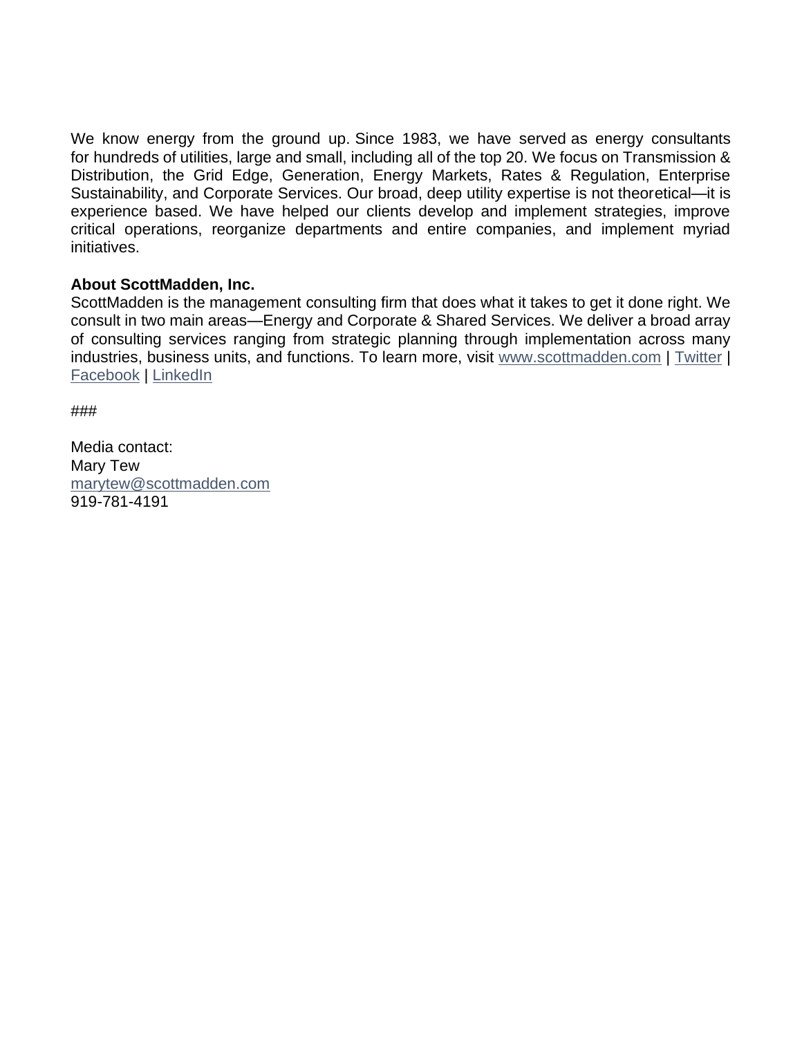We know energy from the ground up. Since 1983, we have served as energy consultants for hundreds of utilities, large and small, including all of the top 20. We focus on Transmission & Distribution, the Grid Edge, Generation, Energy Markets, Rates & Regulation, Enterprise Sustainability, and Corporate Services. Our broad, deep utility expertise is not theoretical—it is experience based. We have helped our clients develop and implement strategies, improve critical operations, reorganize departments and entire companies, and implement myriad initiatives.

**About ScottMadden, Inc.**
ScottMadden is the management consulting firm that does what it takes to get it done right. We consult in two main areas—Energy and Corporate & Shared Services. We deliver a broad array of consulting services ranging from strategic planning through implementation across many industries, business units, and functions. To learn more, visit www.scottmadden.com | Twitter | Facebook | LinkedIn

###

Media contact:
Mary Tew
marytew@scottmadden.com
919-781-4191